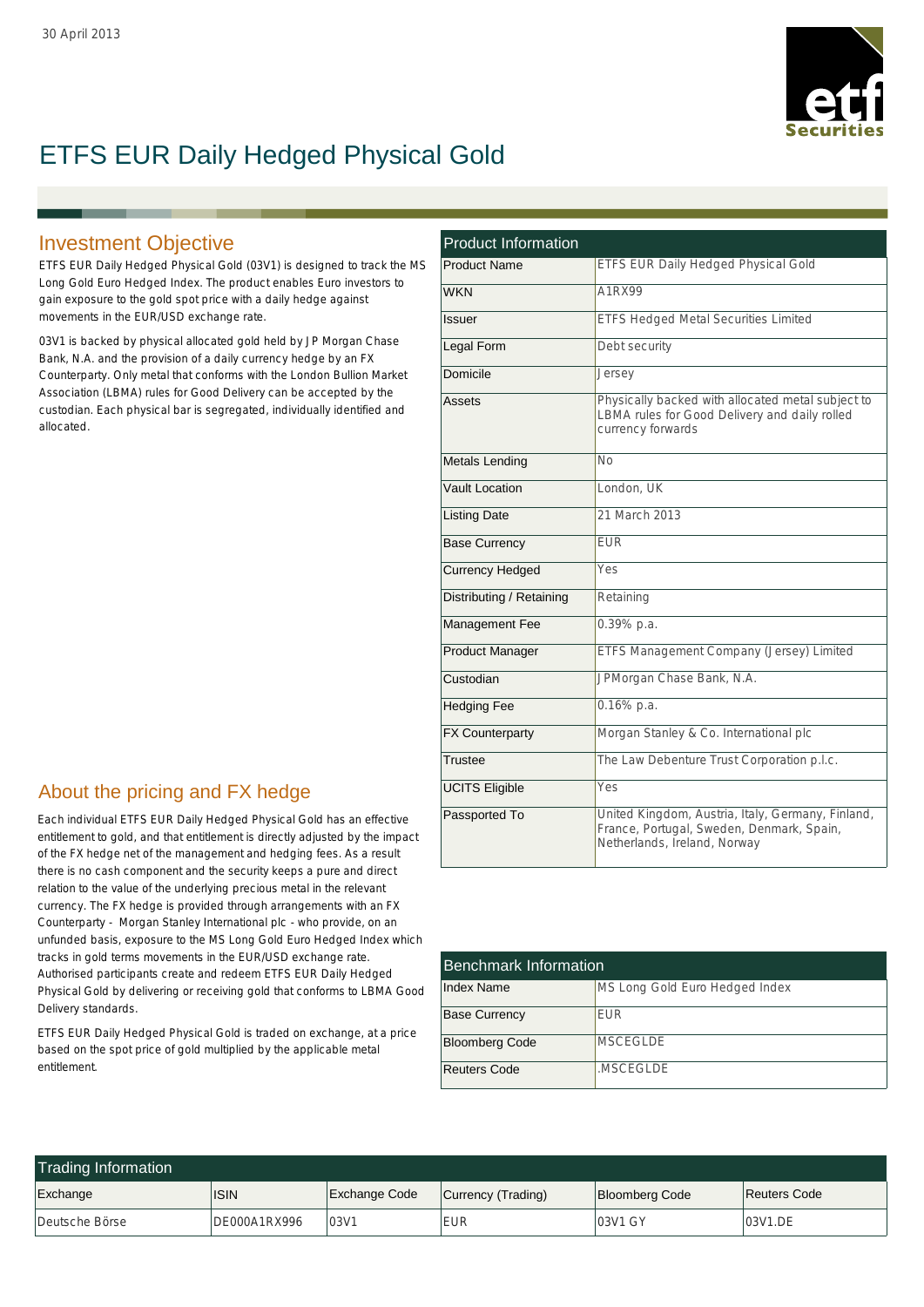30 April 2013

# ETFS EUR Daily Hedged Physical Gold

## Investment Objective

ETFS EUR Daily Hedged Physical Gold (03V1) is designed to track the MS Long Gold Euro Hedged Index. The product enables Euro investors to gain exposure to the gold spot price with a daily hedge against movements in the EUR/USD exchange rate.

03V1 is backed by physical allocated gold held by J P Morgan Chase Bank, N.A. and the provision of a daily currency hedge by an FX Counterparty. Only metal that conforms with the London Bullion Market Association (LBMA) rules for Good Delivery can be accepted by the custodian. Each physical bar is segregated, individually identified and allocated.

## About the pricing and FX hedge

Each individual ETFS EUR Daily Hedged Physical Gold has an effective entitlement to gold, and that entitlement is directly adjusted by the impact of the FX hedge net of the management and hedging fees. As a result there is no cash component and the security keeps a pure and direct relation to the value of the underlying precious metal in the relevant currency. The FX hedge is provided through arrangements with an FX Counterparty - Morgan Stanley International plc - who provide, on an unfunded basis, exposure to the MS Long Gold Euro Hedged Index which tracks in gold terms movements in the EUR/USD exchange rate. Authorised participants create and redeem ETFS EUR Daily Hedged Physical Gold by delivering or receiving gold that conforms to LBMA Good Delivery standards.

ETFS EUR Daily Hedged Physical Gold is traded on exchange, at a price based on the spot price of gold multiplied by the applicable metal entitlement.

## Product Information

| Product Information | |
|---|---|
| Product Name | ETFS EUR Daily Hedged Physical Gold |
| WKN | A1RX99 |
| Issuer | ETFS Hedged Metal Securities Limited |
| Legal Form | Debt security |
| Domicile | Jersey |
| Assets | Physically backed with allocated metal subject to LBMA rules for Good Delivery and daily rolled currency forwards |
| Metals Lending | No |
| Vault Location | London, UK |
| Listing Date | 21 March 2013 |
| Base Currency | EUR |
| Currency Hedged | Yes |
| Distributing / Retaining | Retaining |
| Management Fee | 0.39% p.a. |
| Product Manager | ETFS Management Company (Jersey) Limited |
| Custodian | JPMorgan Chase Bank, N.A. |
| Hedging Fee | 0.16% p.a. |
| FX Counterparty | Morgan Stanley & Co. International plc |
| Trustee | The Law Debenture Trust Corporation p.l.c. |
| UCITS Eligible | Yes |
| Passported To | United Kingdom, Austria, Italy, Germany, Finland, France, Portugal, Sweden, Denmark, Spain, Netherlands, Ireland, Norway |

## Benchmark Information

| Benchmark Information | |
|---|---|
| Index Name | MS Long Gold Euro Hedged Index |
| Base Currency | EUR |
| Bloomberg Code | MSCEGLDE |
| Reuters Code | .MSCEGLDE |

## Trading Information

| Exchange | ISIN | Exchange Code | Currency (Trading) | Bloomberg Code | Reuters Code |
|---|---|---|---|---|---|
| Deutsche Börse | DE000A1RX996 | 03V1 | EUR | 03V1 GY | 03V1.DE |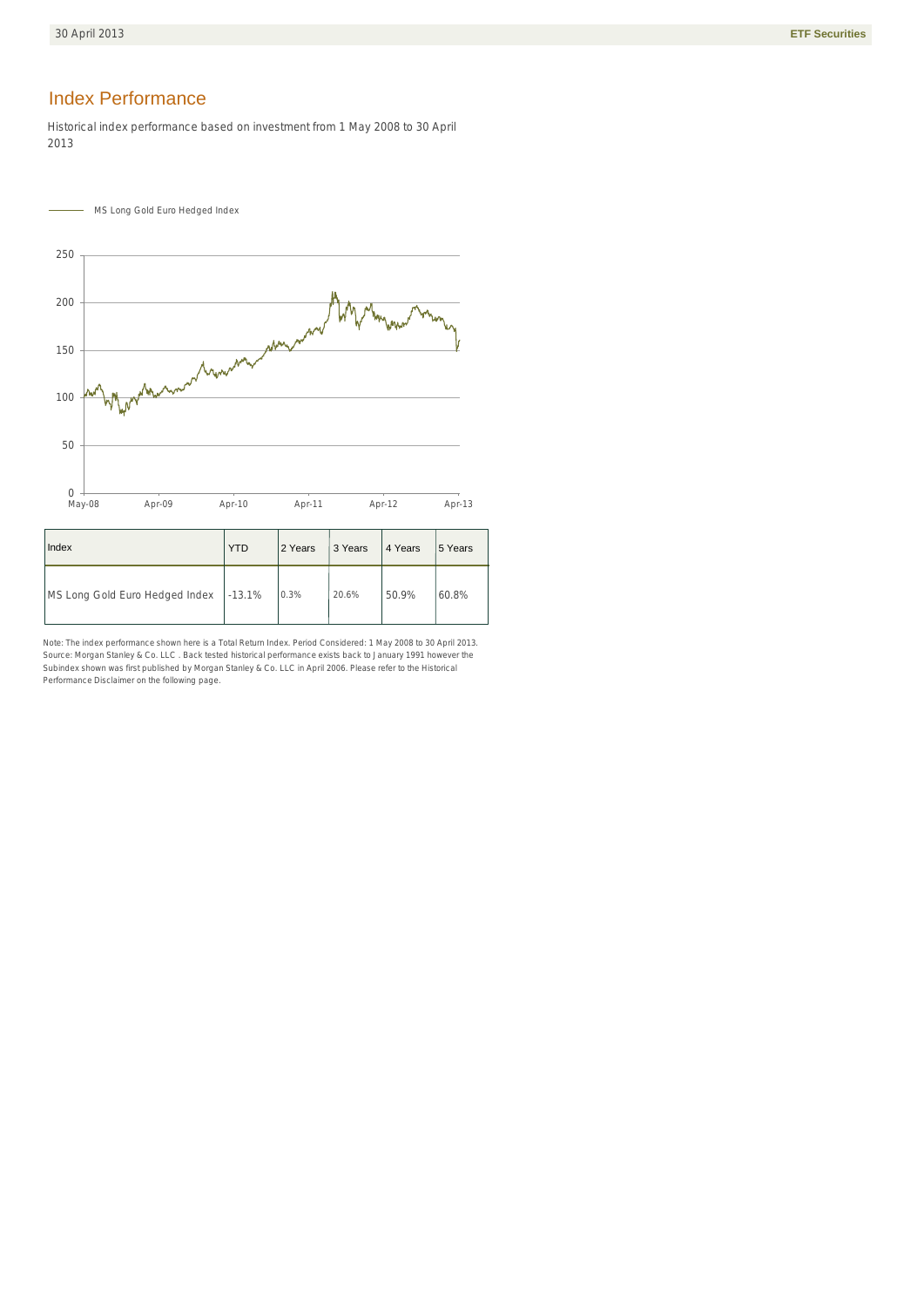## Index Performance

Historical index performance based on investment from 1 May 2008 to 30 April 2013

| Index | YTD | 2 Years | 3 Years | 4 Years | 5 Years |
|---|---|---|---|---|---|
| MS Long Gold Euro Hedged Index | -13.1% | 0.3% | 20.6% | 50.9% | 60.8% |

Note: The index performance shown here is a Total Return Index. Period Considered: 1 May 2008 to 30 April 2013. Source: Morgan Stanley & Co. LLC . Back tested historical performance exists back to January 1991 however the Subindex shown was first published by Morgan Stanley & Co. LLC in April 2006. Please refer to the Historical Performance Disclaimer on the following page.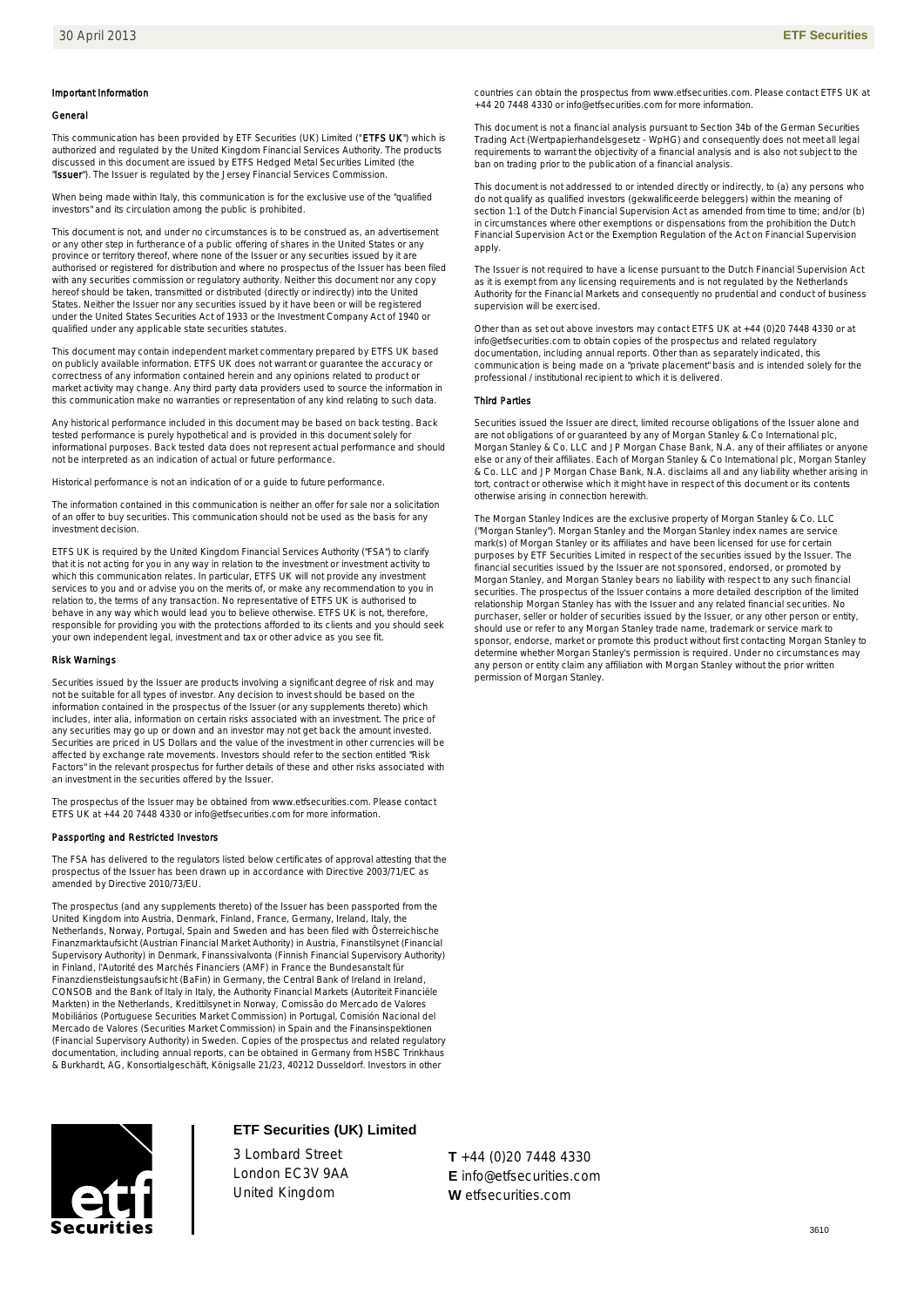## Important Information

### General

This communication has been provided by ETF Securities (UK) Limited ("**ETFS UK**") which is authorized and regulated by the United Kingdom Financial Services Authority. The products discussed in this document are issued by ETFS Hedged Metal Securities Limited (the "**Issuer**"). The Issuer is regulated by the Jersey Financial Services Commission.

When being made within Italy, this communication is for the exclusive use of the "qualified investors" and its circulation among the public is prohibited.

This document is not, and under no circumstances is to be construed as, an advertisement or any other step in furtherance of a public offering of shares in the United States or any province or territory thereof, where none of the Issuer or any securities issued by it are authorised or registered for distribution and where no prospectus of the Issuer has been filed with any securities commission or regulatory authority. Neither this document nor any copy hereof should be taken, transmitted or distributed (directly or indirectly) into the United States. Neither the Issuer nor any securities issued by it have been or will be registered under the United States Securities Act of 1933 or the Investment Company Act of 1940 or qualified under any applicable state securities statutes.

This document may contain independent market commentary prepared by ETFS UK based on publicly available information. ETFS UK does not warrant or guarantee the accuracy or correctness of any information contained herein and any opinions related to product or market activity may change. Any third party data providers used to source the information in this communication make no warranties or representation of any kind relating to such data.

Any historical performance included in this document may be based on back testing. Back tested performance is purely hypothetical and is provided in this document solely for informational purposes. Back tested data does not represent actual performance and should not be interpreted as an indication of actual or future performance.

Historical performance is not an indication of or a guide to future performance.

The information contained in this communication is neither an offer for sale nor a solicitation of an offer to buy securities. This communication should not be used as the basis for any investment decision.

ETFS UK is required by the United Kingdom Financial Services Authority ("FSA") to clarify that it is not acting for you in any way in relation to the investment or investment activity to which this communication relates. In particular, ETFS UK will not provide any investment services to you and or advise you on the merits of, or make any recommendation to you in relation to, the terms of any transaction. No representative of ETFS UK is authorised to behave in any way which would lead you to believe otherwise. ETFS UK is not, therefore, responsible for providing you with the protections afforded to its clients and you should seek your own independent legal, investment and tax or other advice as you see fit.

### Risk Warnings

Securities issued by the Issuer are products involving a significant degree of risk and may not be suitable for all types of investor. Any decision to invest should be based on the information contained in the prospectus of the Issuer (or any supplements thereto) which includes, inter alia, information on certain risks associated with an investment. The price of any securities may go up or down and an investor may not get back the amount invested. Securities are priced in US Dollars and the value of the investment in other currencies will be affected by exchange rate movements. Investors should refer to the section entitled "Risk Factors" in the relevant prospectus for further details of these and other risks associated with an investment in the securities offered by the Issuer.

The prospectus of the Issuer may be obtained from www.etfsecurities.com. Please contact ETFS UK at +44 20 7448 4330 or info@etfsecurities.com for more information.

### Passporting and Restricted Investors

The FSA has delivered to the regulators listed below certificates of approval attesting that the prospectus of the Issuer has been drawn up in accordance with Directive 2003/71/EC as amended by Directive 2010/73/EU.

The prospectus (and any supplements thereto) of the Issuer has been passported from the United Kingdom into Austria, Denmark, Finland, France, Germany, Ireland, Italy, the Netherlands, Norway, Portugal, Spain and Sweden and has been filed with Österreichische Finanzmarktaufsicht (Austrian Financial Market Authority) in Austria, Finanstilsynet (Financial Supervisory Authority) in Denmark, Finanssivalvonta (Finnish Financial Supervisory Authority) in Finland, l'Autorité des Marchés Financiers (AMF) in France the Bundesanstalt für Finanzdienstleistungsaufsicht (BaFin) in Germany, the Central Bank of Ireland in Ireland, CONSOB and the Bank of Italy in Italy, the Authority Financial Markets (Autoriteit Financiële Markten) in the Netherlands, Kredittilsynet in Norway, Comissão do Mercado de Valores Mobiliários (Portuguese Securities Market Commission) in Portugal, Comisión Nacional del Mercado de Valores (Securities Market Commission) in Spain and the Finansinspektionen (Financial Supervisory Authority) in Sweden. Copies of the prospectus and related regulatory documentation, including annual reports, can be obtained in Germany from HSBC Trinkhaus & Burkhardt, AG, Konsortialgeschäft, Königsalle 21/23, 40212 Dusseldorf. Investors in other countries can obtain the prospectus from www.etfsecurities.com. Please contact ETFS UK at +44 20 7448 4330 or info@etfsecurities.com for more information.

This document is not a financial analysis pursuant to Section 34b of the German Securities Trading Act (Wertpapierhandelsgesetz - WpHG) and consequently does not meet all legal requirements to warrant the objectivity of a financial analysis and is also not subject to the ban on trading prior to the publication of a financial analysis.

This document is not addressed to or intended directly or indirectly, to (a) any persons who do not qualify as qualified investors (gekwalificeerde beleggers) within the meaning of section 1:1 of the Dutch Financial Supervision Act as amended from time to time; and/or (b) in circumstances where other exemptions or dispensations from the prohibition the Dutch Financial Supervision Act or the Exemption Regulation of the Act on Financial Supervision apply.

The Issuer is not required to have a license pursuant to the Dutch Financial Supervision Act as it is exempt from any licensing requirements and is not regulated by the Netherlands Authority for the Financial Markets and consequently no prudential and conduct of business supervision will be exercised.

Other than as set out above investors may contact ETFS UK at +44 (0)20 7448 4330 or at info@etfsecurities.com to obtain copies of the prospectus and related regulatory documentation, including annual reports. Other than as separately indicated, this communication is being made on a "private placement" basis and is intended solely for the professional / institutional recipient to which it is delivered.

### Third Parties

Securities issued the Issuer are direct, limited recourse obligations of the Issuer alone and are not obligations of or guaranteed by any of Morgan Stanley & Co International plc, Morgan Stanley & Co. LLC and JP Morgan Chase Bank, N.A. any of their affiliates or anyone else or any of their affiliates. Each of Morgan Stanley & Co International plc, Morgan Stanley & Co. LLC and JP Morgan Chase Bank, N.A. disclaims all and any liability whether arising in tort, contract or otherwise which it might have in respect of this document or its contents otherwise arising in connection herewith.

The Morgan Stanley Indices are the exclusive property of Morgan Stanley & Co. LLC ("Morgan Stanley"). Morgan Stanley and the Morgan Stanley index names are service mark(s) of Morgan Stanley or its affiliates and have been licensed for use for certain purposes by ETF Securities Limited in respect of the securities issued by the Issuer. The financial securities issued by the Issuer are not sponsored, endorsed, or promoted by Morgan Stanley, and Morgan Stanley bears no liability with respect to any such financial securities. The prospectus of the Issuer contains a more detailed description of the limited relationship Morgan Stanley has with the Issuer and any related financial securities. No purchaser, seller or holder of securities issued by the Issuer, or any other person or entity, should use or refer to any Morgan Stanley trade name, trademark or service mark to sponsor, endorse, market or promote this product without first contacting Morgan Stanley to determine whether Morgan Stanley's permission is required. Under no circumstances may any person or entity claim any affiliation with Morgan Stanley without the prior written permission of Morgan Stanley.

**ETF Securities (UK) Limited**

3 Lombard Street
London EC3V 9AA
United Kingdom

**T** +44 (0)20 7448 4330
**E** info@etfsecurities.com
**W** etfsecurities.com